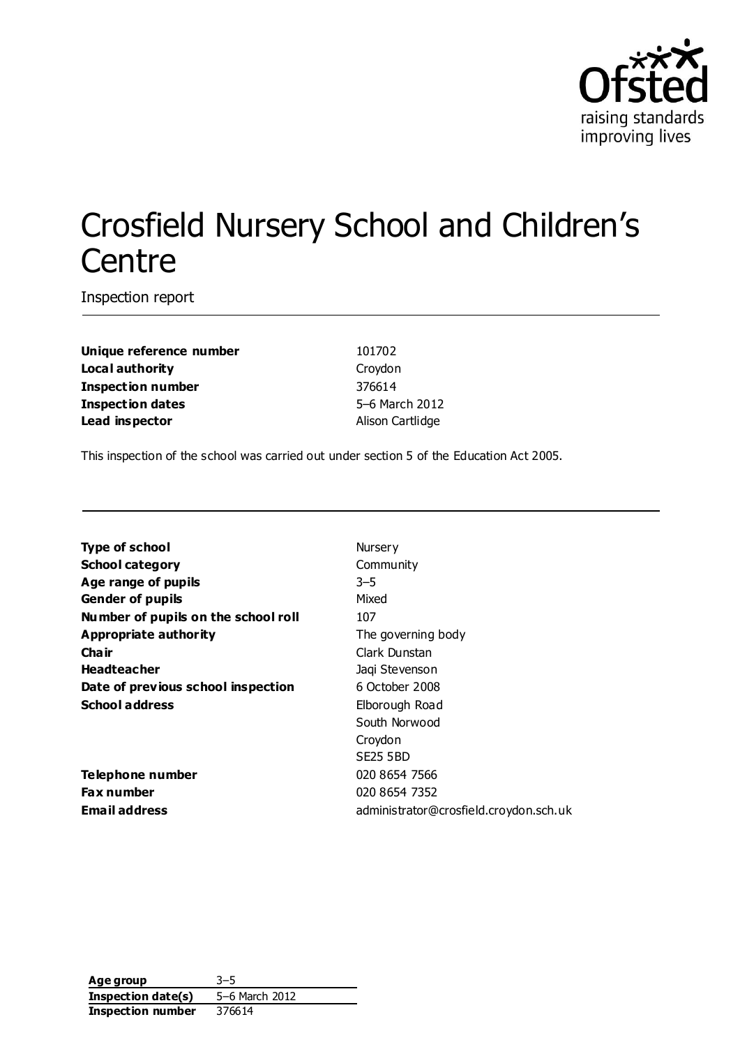# Crosfield Nursery School and Children's Centre

Inspection report

| | |
|---|---|
| **Unique reference number** | 101702 |
| **Local authority** | Croydon |
| **Inspection number** | 376614 |
| **Inspection dates** | 5–6 March 2012 |
| **Lead inspector** | Alison Cartlidge |

This inspection of the school was carried out under section 5 of the Education Act 2005.

| | |
|---|---|
| **Type of school** | Nursery |
| **School category** | Community |
| **Age range of pupils** | 3–5 |
| **Gender of pupils** | Mixed |
| **Number of pupils on the school roll** | 107 |
| **Appropriate authority** | The governing body |
| **Chair** | Clark Dunstan |
| **Headteacher** | Jaqi Stevenson |
| **Date of previous school inspection** | 6 October 2008 |
| **School address** | Elborough Road<br>South Norwood<br>Croydon<br>SE25 5BD |
| **Telephone number** | 020 8654 7566 |
| **Fax number** | 020 8654 7352 |
| **Email address** | administrator@crosfield.croydon.sch.uk |

| | |
|---|---|
| **Age group** | 3–5 |
| **Inspection date(s)** | 5–6 March 2012 |
| **Inspection number** | 376614 |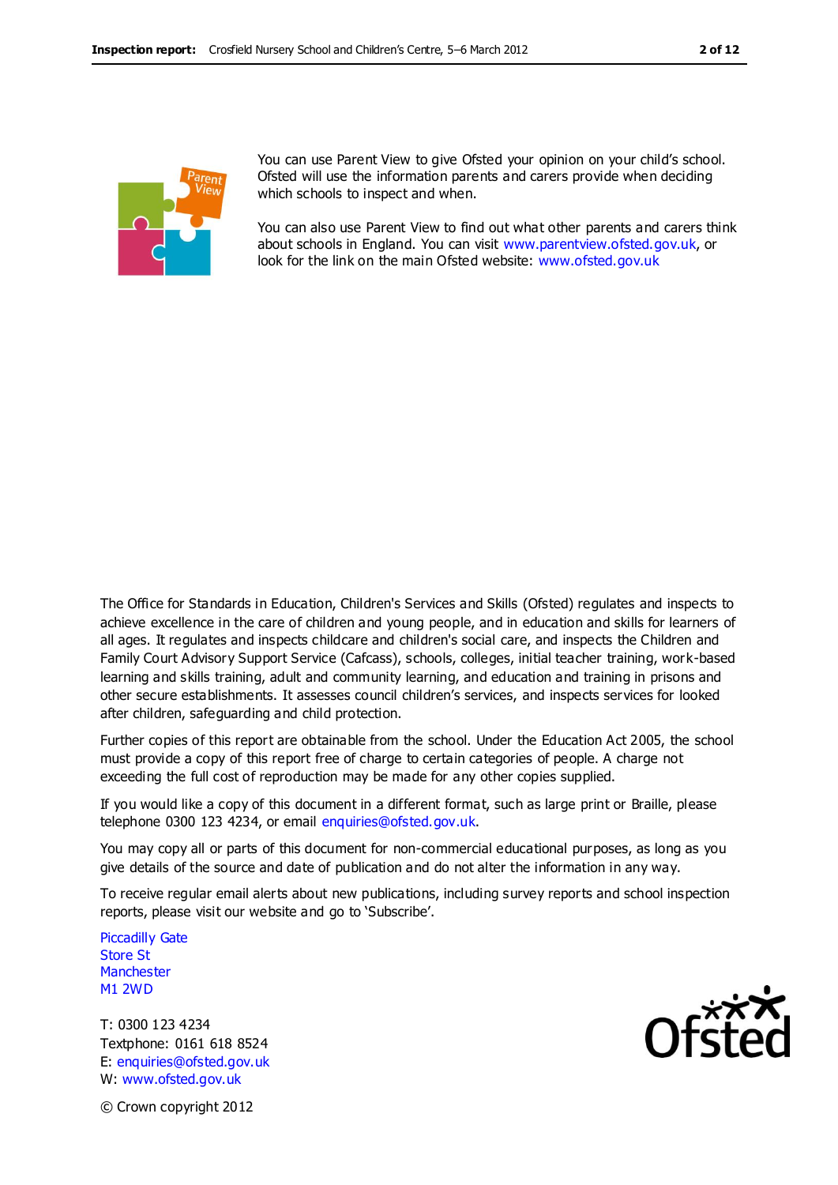You can use Parent View to give Ofsted your opinion on your child's school. Ofsted will use the information parents and carers provide when deciding which schools to inspect and when.

You can also use Parent View to find out what other parents and carers think about schools in England. You can visit www.parentview.ofsted.gov.uk, or look for the link on the main Ofsted website: www.ofsted.gov.uk

The Office for Standards in Education, Children's Services and Skills (Ofsted) regulates and inspects to achieve excellence in the care of children and young people, and in education and skills for learners of all ages. It regulates and inspects childcare and children's social care, and inspects the Children and Family Court Advisory Support Service (Cafcass), schools, colleges, initial teacher training, work-based learning and skills training, adult and community learning, and education and training in prisons and other secure establishments. It assesses council children's services, and inspects services for looked after children, safeguarding and child protection.

Further copies of this report are obtainable from the school. Under the Education Act 2005, the school must provide a copy of this report free of charge to certain categories of people. A charge not exceeding the full cost of reproduction may be made for any other copies supplied.

If you would like a copy of this document in a different format, such as large print or Braille, please telephone 0300 123 4234, or email enquiries@ofsted.gov.uk.

You may copy all or parts of this document for non-commercial educational purposes, as long as you give details of the source and date of publication and do not alter the information in any way.

To receive regular email alerts about new publications, including survey reports and school inspection reports, please visit our website and go to 'Subscribe'.

Piccadilly Gate
Store St
Manchester
M1 2WD

T: 0300 123 4234
Textphone: 0161 618 8524
E: enquiries@ofsted.gov.uk
W: www.ofsted.gov.uk

© Crown copyright 2012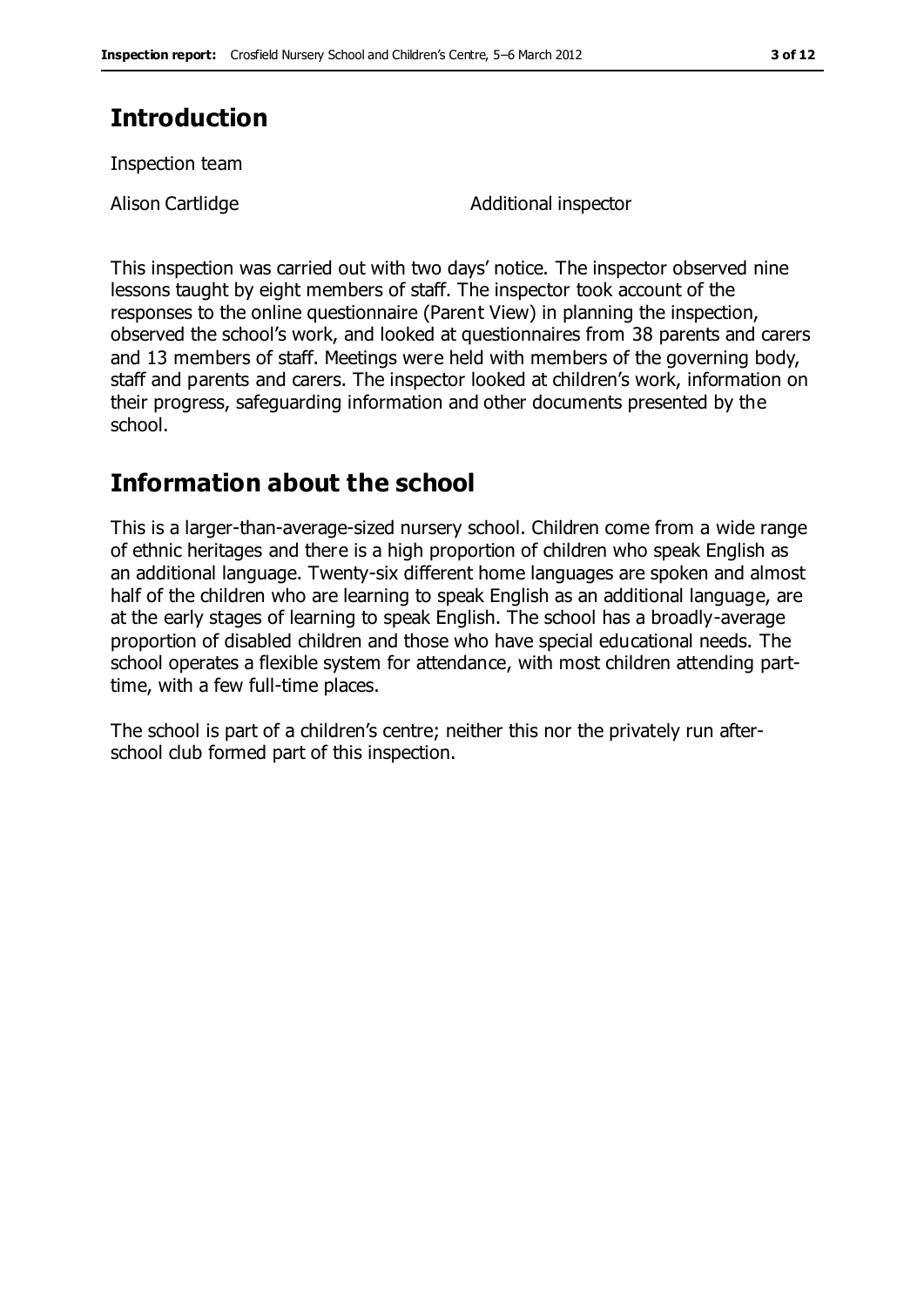# Introduction

Inspection team

| | |
|---|---|
| Alison Cartlidge | Additional inspector |

This inspection was carried out with two days' notice. The inspector observed nine lessons taught by eight members of staff. The inspector took account of the responses to the online questionnaire (Parent View) in planning the inspection, observed the school's work, and looked at questionnaires from 38 parents and carers and 13 members of staff. Meetings were held with members of the governing body, staff and parents and carers. The inspector looked at children's work, information on their progress, safeguarding information and other documents presented by the school.

# Information about the school

This is a larger-than-average-sized nursery school. Children come from a wide range of ethnic heritages and there is a high proportion of children who speak English as an additional language. Twenty-six different home languages are spoken and almost half of the children who are learning to speak English as an additional language, are at the early stages of learning to speak English. The school has a broadly-average proportion of disabled children and those who have special educational needs. The school operates a flexible system for attendance, with most children attending part-time, with a few full-time places.

The school is part of a children's centre; neither this nor the privately run after-school club formed part of this inspection.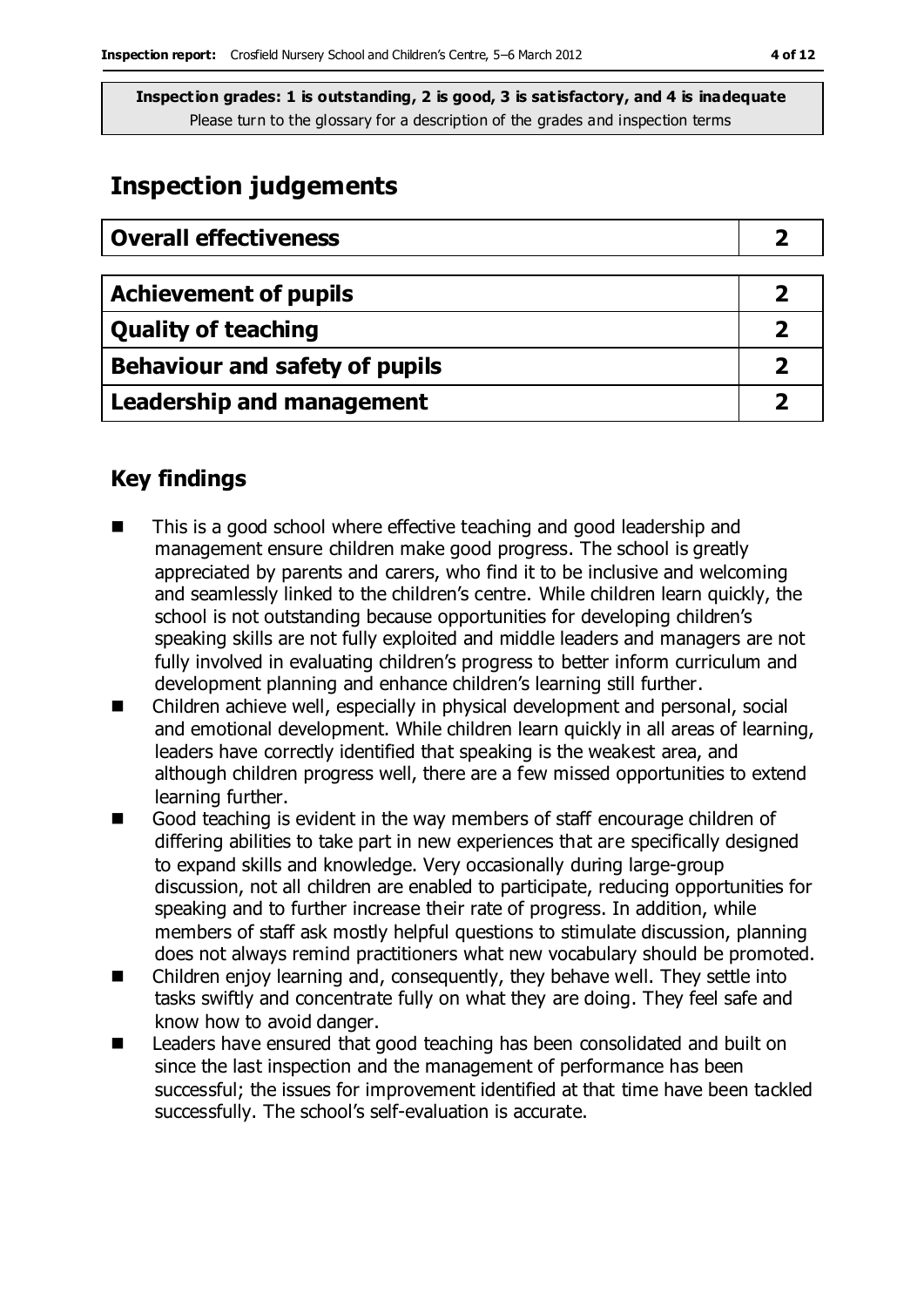**Inspection grades: 1 is outstanding, 2 is good, 3 is satisfactory, and 4 is inadequate**
Please turn to the glossary for a description of the grades and inspection terms

## Inspection judgements

| Overall effectiveness | 2 |
| --- | --- |

| Achievement of pupils | 2 |
| --- | --- |
| Quality of teaching | 2 |
| Behaviour and safety of pupils | 2 |
| Leadership and management | 2 |

### Key findings

- This is a good school where effective teaching and good leadership and management ensure children make good progress. The school is greatly appreciated by parents and carers, who find it to be inclusive and welcoming and seamlessly linked to the children's centre. While children learn quickly, the school is not outstanding because opportunities for developing children's speaking skills are not fully exploited and middle leaders and managers are not fully involved in evaluating children's progress to better inform curriculum and development planning and enhance children's learning still further.
- Children achieve well, especially in physical development and personal, social and emotional development. While children learn quickly in all areas of learning, leaders have correctly identified that speaking is the weakest area, and although children progress well, there are a few missed opportunities to extend learning further.
- Good teaching is evident in the way members of staff encourage children of differing abilities to take part in new experiences that are specifically designed to expand skills and knowledge. Very occasionally during large-group discussion, not all children are enabled to participate, reducing opportunities for speaking and to further increase their rate of progress. In addition, while members of staff ask mostly helpful questions to stimulate discussion, planning does not always remind practitioners what new vocabulary should be promoted.
- Children enjoy learning and, consequently, they behave well. They settle into tasks swiftly and concentrate fully on what they are doing. They feel safe and know how to avoid danger.
- Leaders have ensured that good teaching has been consolidated and built on since the last inspection and the management of performance has been successful; the issues for improvement identified at that time have been tackled successfully. The school's self-evaluation is accurate.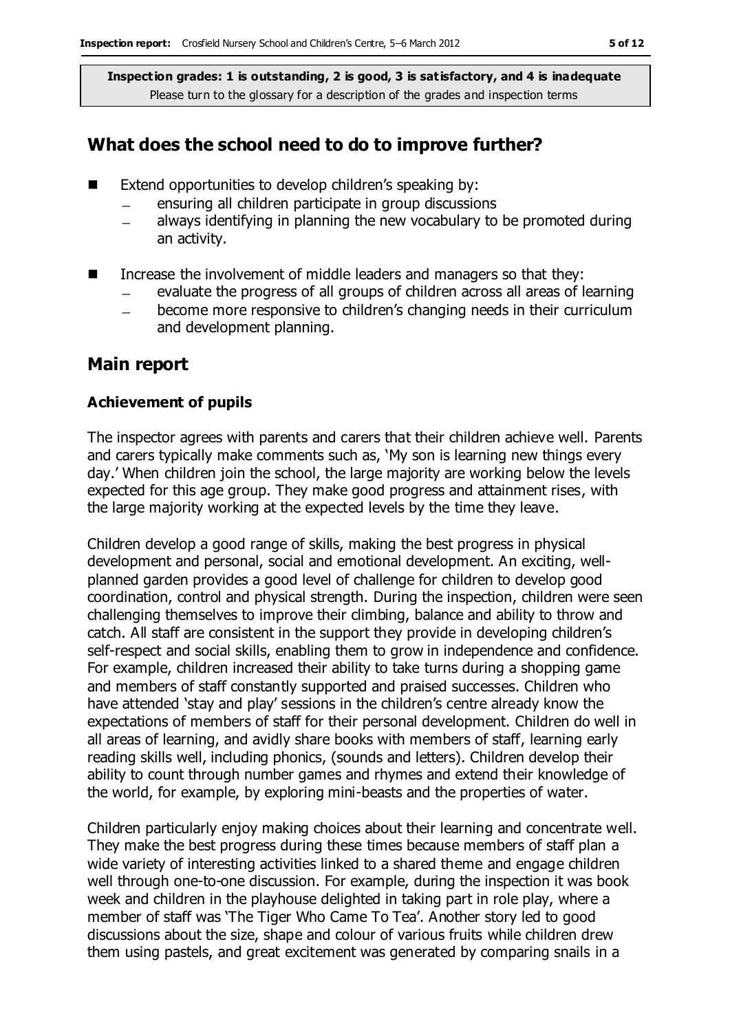**Inspection grades: 1 is outstanding, 2 is good, 3 is satisfactory, and 4 is inadequate**
Please turn to the glossary for a description of the grades and inspection terms

## What does the school need to do to improve further?

- Extend opportunities to develop children's speaking by:
  - ensuring all children participate in group discussions
  - always identifying in planning the new vocabulary to be promoted during an activity.
- Increase the involvement of middle leaders and managers so that they:
  - evaluate the progress of all groups of children across all areas of learning
  - become more responsive to children's changing needs in their curriculum and development planning.

## Main report

### Achievement of pupils

The inspector agrees with parents and carers that their children achieve well. Parents and carers typically make comments such as, 'My son is learning new things every day.' When children join the school, the large majority are working below the levels expected for this age group. They make good progress and attainment rises, with the large majority working at the expected levels by the time they leave.

Children develop a good range of skills, making the best progress in physical development and personal, social and emotional development. An exciting, well-planned garden provides a good level of challenge for children to develop good coordination, control and physical strength. During the inspection, children were seen challenging themselves to improve their climbing, balance and ability to throw and catch. All staff are consistent in the support they provide in developing children's self-respect and social skills, enabling them to grow in independence and confidence. For example, children increased their ability to take turns during a shopping game and members of staff constantly supported and praised successes. Children who have attended 'stay and play' sessions in the children's centre already know the expectations of members of staff for their personal development. Children do well in all areas of learning, and avidly share books with members of staff, learning early reading skills well, including phonics, (sounds and letters). Children develop their ability to count through number games and rhymes and extend their knowledge of the world, for example, by exploring mini-beasts and the properties of water.

Children particularly enjoy making choices about their learning and concentrate well. They make the best progress during these times because members of staff plan a wide variety of interesting activities linked to a shared theme and engage children well through one-to-one discussion. For example, during the inspection it was book week and children in the playhouse delighted in taking part in role play, where a member of staff was 'The Tiger Who Came To Tea'. Another story led to good discussions about the size, shape and colour of various fruits while children drew them using pastels, and great excitement was generated by comparing snails in a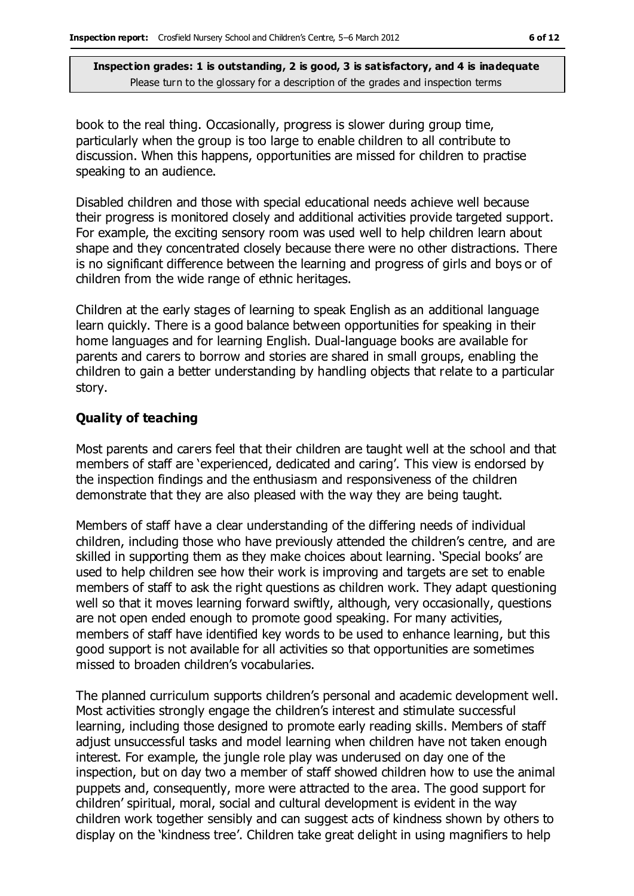book to the real thing. Occasionally, progress is slower during group time, particularly when the group is too large to enable children to all contribute to discussion. When this happens, opportunities are missed for children to practise speaking to an audience.

Disabled children and those with special educational needs achieve well because their progress is monitored closely and additional activities provide targeted support. For example, the exciting sensory room was used well to help children learn about shape and they concentrated closely because there were no other distractions. There is no significant difference between the learning and progress of girls and boys or of children from the wide range of ethnic heritages.

Children at the early stages of learning to speak English as an additional language learn quickly. There is a good balance between opportunities for speaking in their home languages and for learning English. Dual-language books are available for parents and carers to borrow and stories are shared in small groups, enabling the children to gain a better understanding by handling objects that relate to a particular story.

### Quality of teaching

Most parents and carers feel that their children are taught well at the school and that members of staff are 'experienced, dedicated and caring'. This view is endorsed by the inspection findings and the enthusiasm and responsiveness of the children demonstrate that they are also pleased with the way they are being taught.

Members of staff have a clear understanding of the differing needs of individual children, including those who have previously attended the children's centre, and are skilled in supporting them as they make choices about learning. 'Special books' are used to help children see how their work is improving and targets are set to enable members of staff to ask the right questions as children work. They adapt questioning well so that it moves learning forward swiftly, although, very occasionally, questions are not open ended enough to promote good speaking. For many activities, members of staff have identified key words to be used to enhance learning, but this good support is not available for all activities so that opportunities are sometimes missed to broaden children's vocabularies.

The planned curriculum supports children's personal and academic development well. Most activities strongly engage the children's interest and stimulate successful learning, including those designed to promote early reading skills. Members of staff adjust unsuccessful tasks and model learning when children have not taken enough interest. For example, the jungle role play was underused on day one of the inspection, but on day two a member of staff showed children how to use the animal puppets and, consequently, more were attracted to the area. The good support for children' spiritual, moral, social and cultural development is evident in the way children work together sensibly and can suggest acts of kindness shown by others to display on the 'kindness tree'. Children take great delight in using magnifiers to help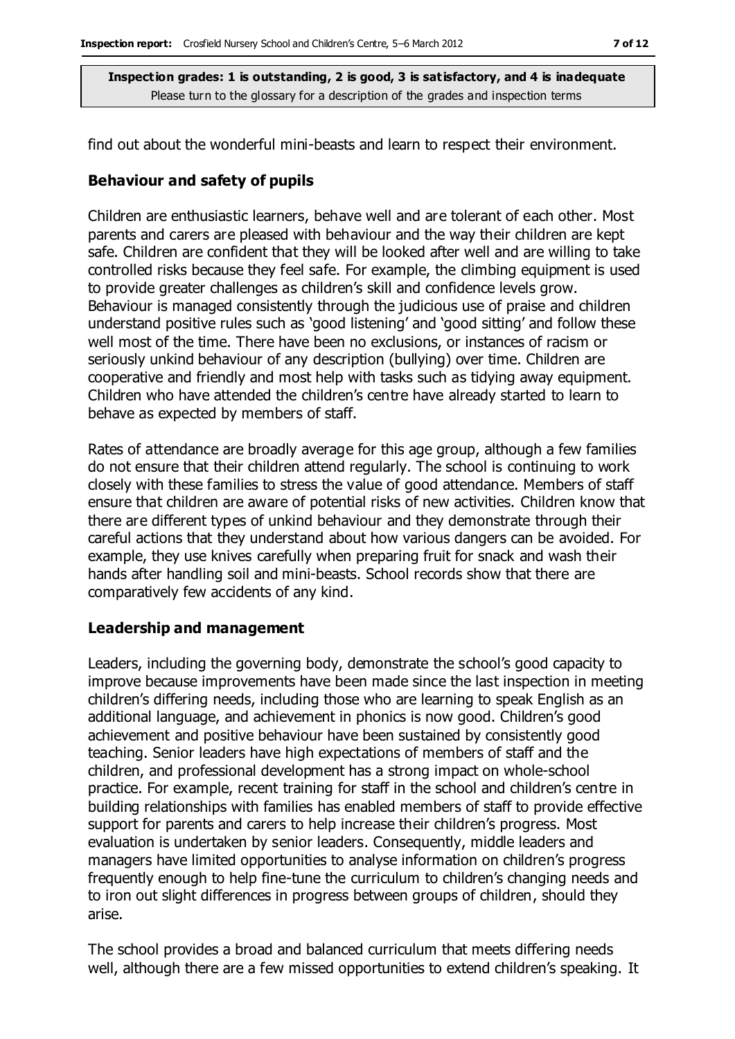find out about the wonderful mini-beasts and learn to respect their environment.

## Behaviour and safety of pupils

Children are enthusiastic learners, behave well and are tolerant of each other. Most parents and carers are pleased with behaviour and the way their children are kept safe. Children are confident that they will be looked after well and are willing to take controlled risks because they feel safe. For example, the climbing equipment is used to provide greater challenges as children's skill and confidence levels grow. Behaviour is managed consistently through the judicious use of praise and children understand positive rules such as 'good listening' and 'good sitting' and follow these well most of the time. There have been no exclusions, or instances of racism or seriously unkind behaviour of any description (bullying) over time. Children are cooperative and friendly and most help with tasks such as tidying away equipment. Children who have attended the children's centre have already started to learn to behave as expected by members of staff.

Rates of attendance are broadly average for this age group, although a few families do not ensure that their children attend regularly. The school is continuing to work closely with these families to stress the value of good attendance. Members of staff ensure that children are aware of potential risks of new activities. Children know that there are different types of unkind behaviour and they demonstrate through their careful actions that they understand about how various dangers can be avoided. For example, they use knives carefully when preparing fruit for snack and wash their hands after handling soil and mini-beasts. School records show that there are comparatively few accidents of any kind.

## Leadership and management

Leaders, including the governing body, demonstrate the school's good capacity to improve because improvements have been made since the last inspection in meeting children's differing needs, including those who are learning to speak English as an additional language, and achievement in phonics is now good. Children's good achievement and positive behaviour have been sustained by consistently good teaching. Senior leaders have high expectations of members of staff and the children, and professional development has a strong impact on whole-school practice. For example, recent training for staff in the school and children's centre in building relationships with families has enabled members of staff to provide effective support for parents and carers to help increase their children's progress. Most evaluation is undertaken by senior leaders. Consequently, middle leaders and managers have limited opportunities to analyse information on children's progress frequently enough to help fine-tune the curriculum to children's changing needs and to iron out slight differences in progress between groups of children, should they arise.

The school provides a broad and balanced curriculum that meets differing needs well, although there are a few missed opportunities to extend children's speaking. It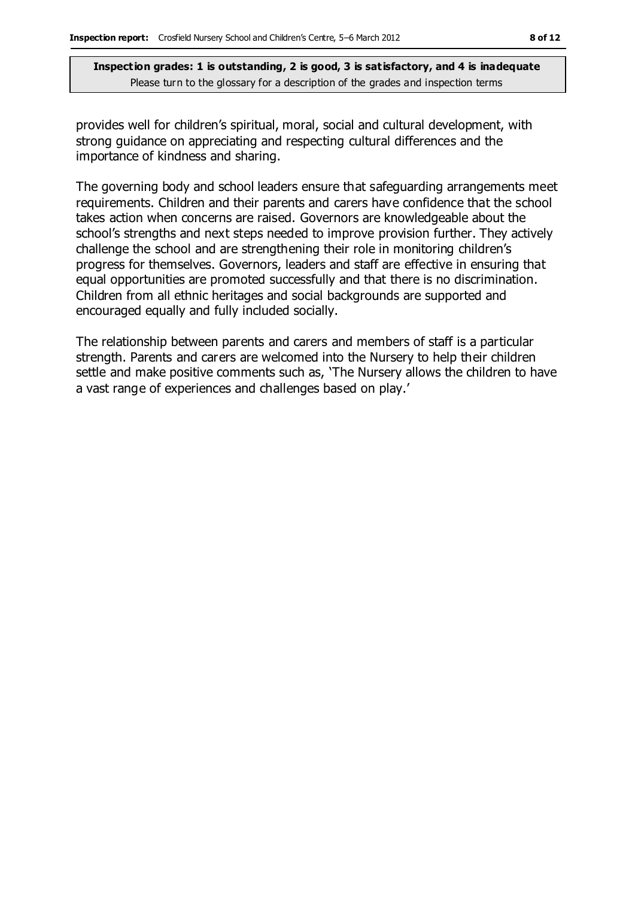provides well for children's spiritual, moral, social and cultural development, with strong guidance on appreciating and respecting cultural differences and the importance of kindness and sharing.

The governing body and school leaders ensure that safeguarding arrangements meet requirements. Children and their parents and carers have confidence that the school takes action when concerns are raised. Governors are knowledgeable about the school's strengths and next steps needed to improve provision further. They actively challenge the school and are strengthening their role in monitoring children's progress for themselves. Governors, leaders and staff are effective in ensuring that equal opportunities are promoted successfully and that there is no discrimination. Children from all ethnic heritages and social backgrounds are supported and encouraged equally and fully included socially.

The relationship between parents and carers and members of staff is a particular strength. Parents and carers are welcomed into the Nursery to help their children settle and make positive comments such as, 'The Nursery allows the children to have a vast range of experiences and challenges based on play.'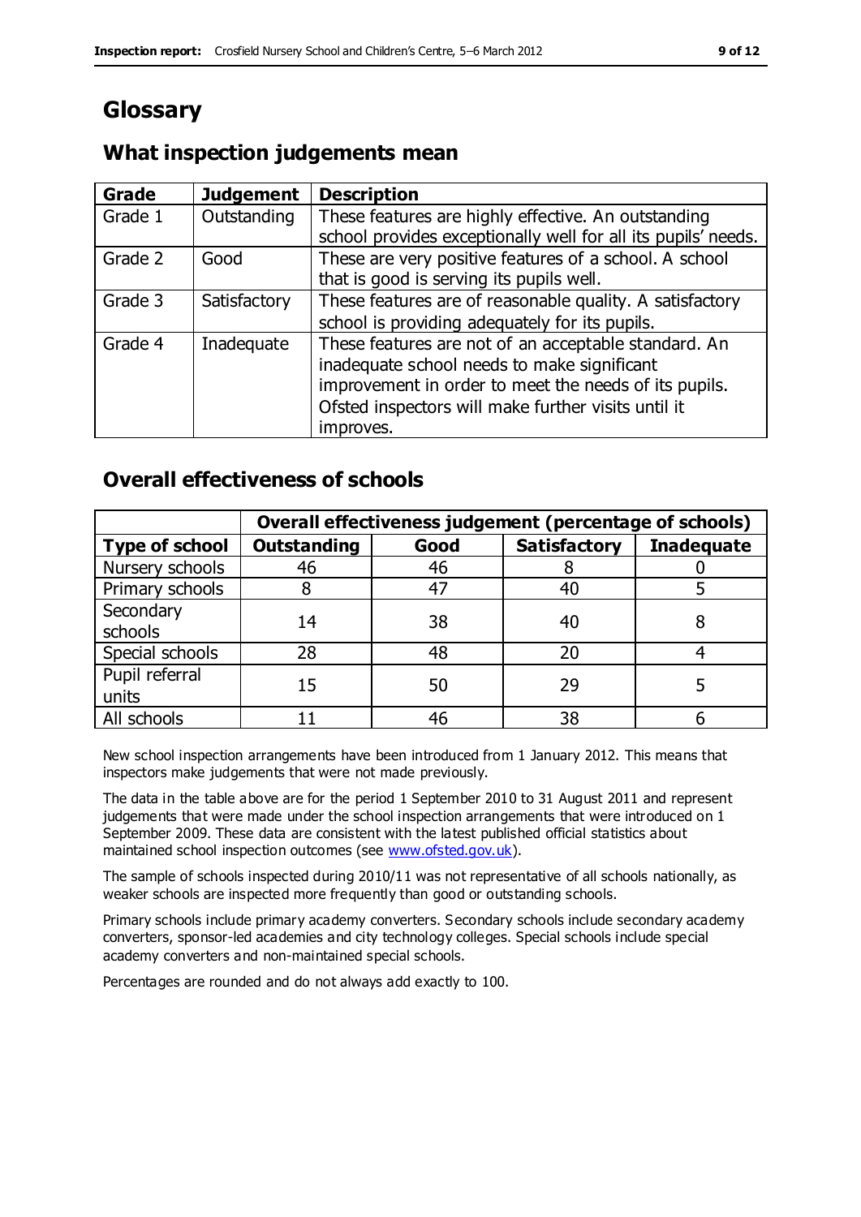# Glossary

## What inspection judgements mean

| Grade | Judgement | Description |
|---|---|---|
| Grade 1 | Outstanding | These features are highly effective. An outstanding school provides exceptionally well for all its pupils' needs. |
| Grade 2 | Good | These are very positive features of a school. A school that is good is serving its pupils well. |
| Grade 3 | Satisfactory | These features are of reasonable quality. A satisfactory school is providing adequately for its pupils. |
| Grade 4 | Inadequate | These features are not of an acceptable standard. An inadequate school needs to make significant improvement in order to meet the needs of its pupils. Ofsted inspectors will make further visits until it improves. |

## Overall effectiveness of schools

| | Overall effectiveness judgement (percentage of schools) | | | |
|---|---|---|---|---|
| **Type of school** | **Outstanding** | **Good** | **Satisfactory** | **Inadequate** |
| Nursery schools | 46 | 46 | 8 | 0 |
| Primary schools | 8 | 47 | 40 | 5 |
| Secondary schools | 14 | 38 | 40 | 8 |
| Special schools | 28 | 48 | 20 | 4 |
| Pupil referral units | 15 | 50 | 29 | 5 |
| All schools | 11 | 46 | 38 | 6 |

New school inspection arrangements have been introduced from 1 January 2012. This means that inspectors make judgements that were not made previously.

The data in the table above are for the period 1 September 2010 to 31 August 2011 and represent judgements that were made under the school inspection arrangements that were introduced on 1 September 2009. These data are consistent with the latest published official statistics about maintained school inspection outcomes (see www.ofsted.gov.uk).

The sample of schools inspected during 2010/11 was not representative of all schools nationally, as weaker schools are inspected more frequently than good or outstanding schools.

Primary schools include primary academy converters. Secondary schools include secondary academy converters, sponsor-led academies and city technology colleges. Special schools include special academy converters and non-maintained special schools.

Percentages are rounded and do not always add exactly to 100.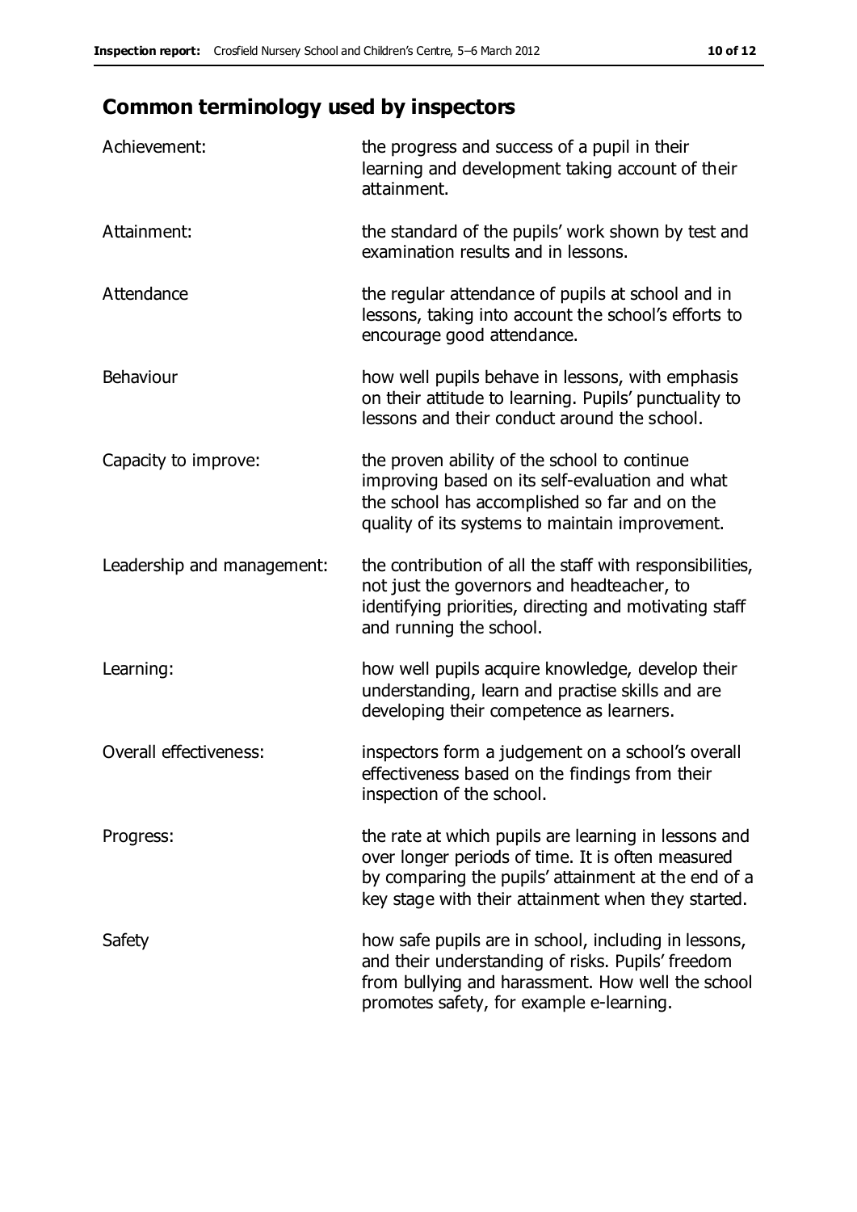## Common terminology used by inspectors

| | |
|---|---|
| Achievement: | the progress and success of a pupil in their learning and development taking account of their attainment. |
| Attainment: | the standard of the pupils' work shown by test and examination results and in lessons. |
| Attendance | the regular attendance of pupils at school and in lessons, taking into account the school's efforts to encourage good attendance. |
| Behaviour | how well pupils behave in lessons, with emphasis on their attitude to learning. Pupils' punctuality to lessons and their conduct around the school. |
| Capacity to improve: | the proven ability of the school to continue improving based on its self-evaluation and what the school has accomplished so far and on the quality of its systems to maintain improvement. |
| Leadership and management: | the contribution of all the staff with responsibilities, not just the governors and headteacher, to identifying priorities, directing and motivating staff and running the school. |
| Learning: | how well pupils acquire knowledge, develop their understanding, learn and practise skills and are developing their competence as learners. |
| Overall effectiveness: | inspectors form a judgement on a school's overall effectiveness based on the findings from their inspection of the school. |
| Progress: | the rate at which pupils are learning in lessons and over longer periods of time. It is often measured by comparing the pupils' attainment at the end of a key stage with their attainment when they started. |
| Safety | how safe pupils are in school, including in lessons, and their understanding of risks. Pupils' freedom from bullying and harassment. How well the school promotes safety, for example e-learning. |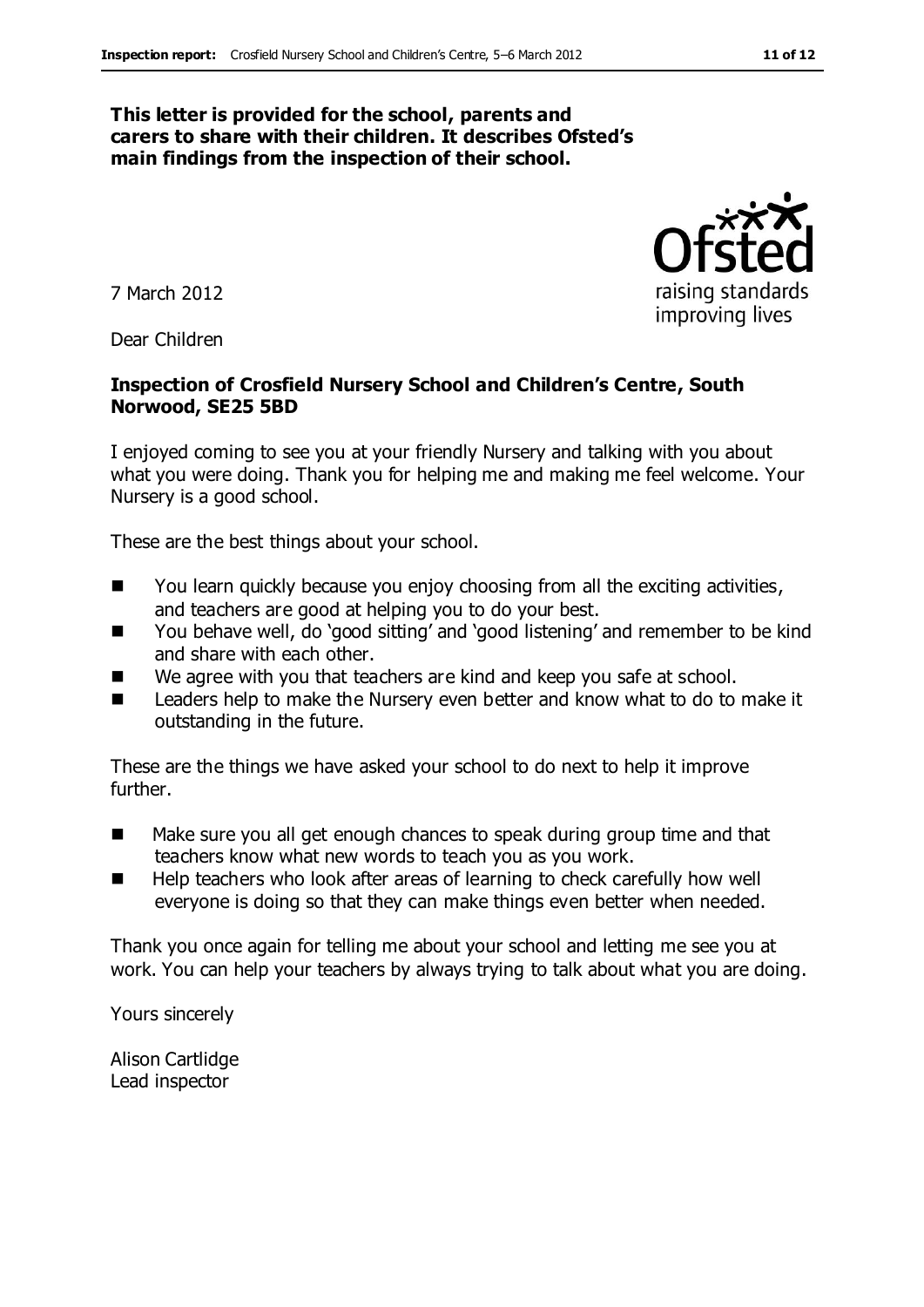**This letter is provided for the school, parents and carers to share with their children. It describes Ofsted's main findings from the inspection of their school.**

7 March 2012

Dear Children

**Inspection of Crosfield Nursery School and Children's Centre, South Norwood, SE25 5BD**

I enjoyed coming to see you at your friendly Nursery and talking with you about what you were doing. Thank you for helping me and making me feel welcome. Your Nursery is a good school.

These are the best things about your school.

- You learn quickly because you enjoy choosing from all the exciting activities, and teachers are good at helping you to do your best.
- You behave well, do 'good sitting' and 'good listening' and remember to be kind and share with each other.
- We agree with you that teachers are kind and keep you safe at school.
- Leaders help to make the Nursery even better and know what to do to make it outstanding in the future.

These are the things we have asked your school to do next to help it improve further.

- Make sure you all get enough chances to speak during group time and that teachers know what new words to teach you as you work.
- Help teachers who look after areas of learning to check carefully how well everyone is doing so that they can make things even better when needed.

Thank you once again for telling me about your school and letting me see you at work. You can help your teachers by always trying to talk about what you are doing.

Yours sincerely

Alison Cartlidge
Lead inspector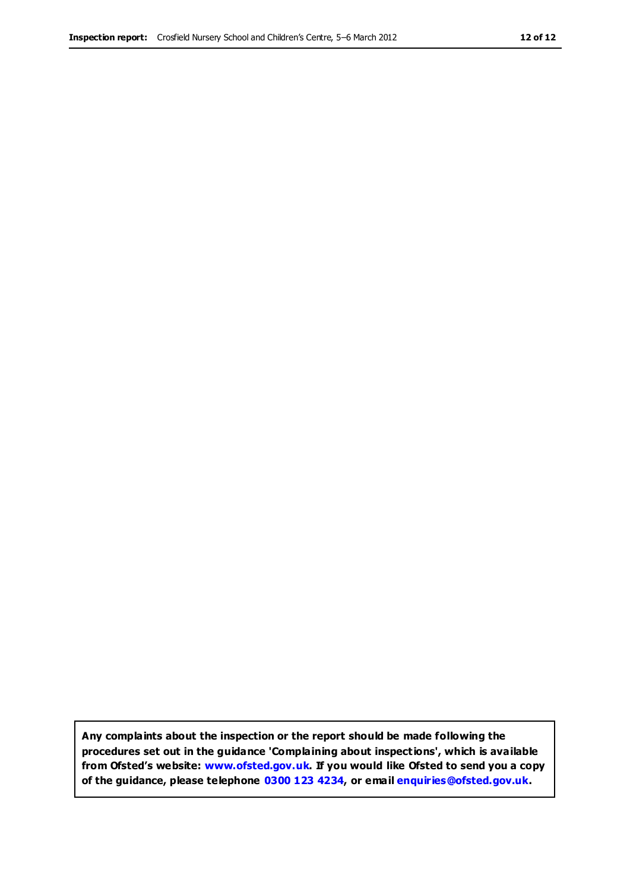**Any complaints about the inspection or the report should be made following the procedures set out in the guidance 'Complaining about inspections', which is available from Ofsted's website: www.ofsted.gov.uk. If you would like Ofsted to send you a copy of the guidance, please telephone 0300 123 4234, or email enquiries@ofsted.gov.uk.**